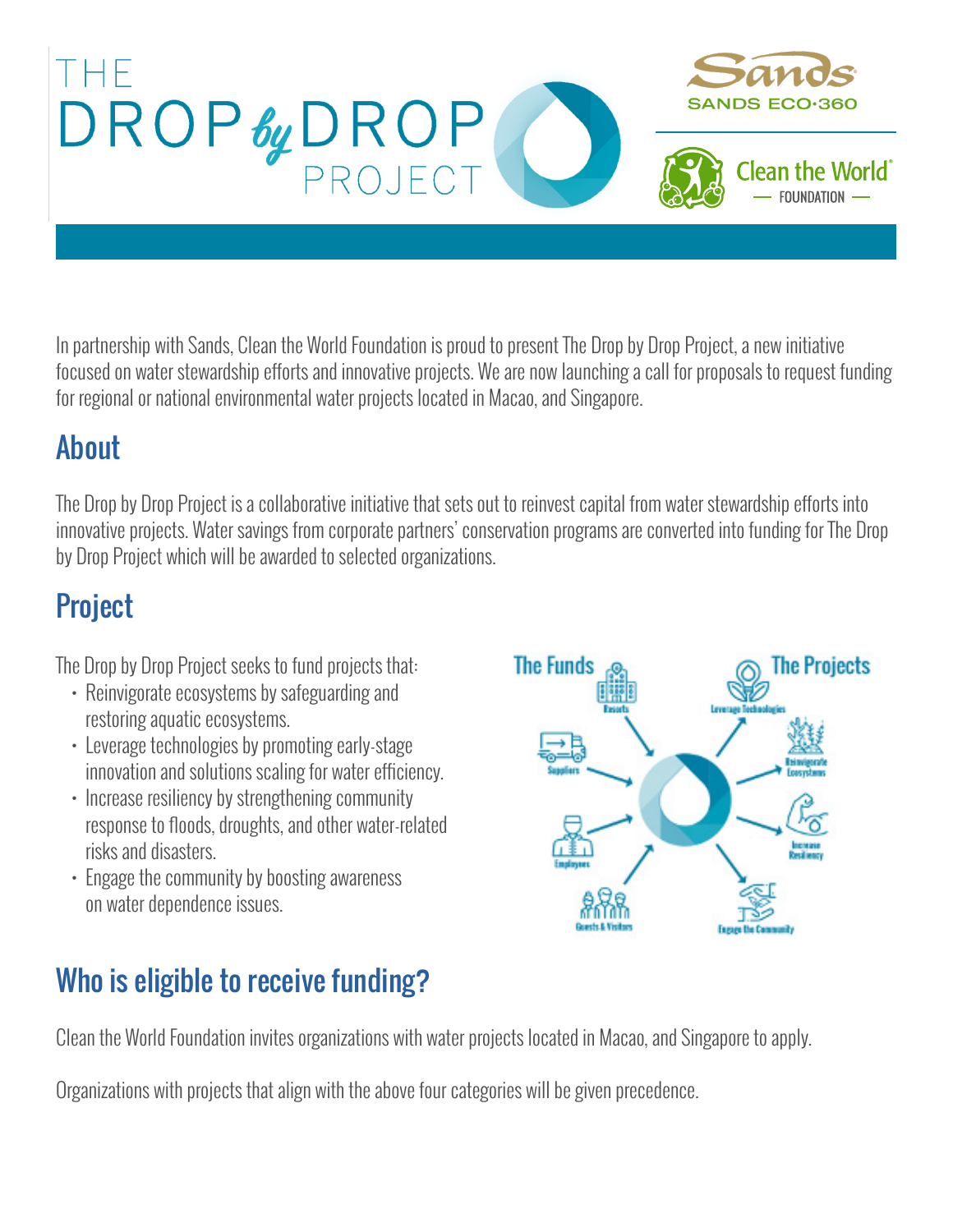# THE DROP by DROP PROJECT

SANDS ECO·360

Clean the World FOUNDATION

In partnership with Sands, Clean the World Foundation is proud to present The Drop by Drop Project, a new initiative focused on water stewardship efforts and innovative projects. We are now launching a call for proposals to request funding for regional or national environmental water projects located in Macao, and Singapore.

## About

The Drop by Drop Project is a collaborative initiative that sets out to reinvest capital from water stewardship efforts into innovative projects. Water savings from corporate partners' conservation programs are converted into funding for The Drop by Drop Project which will be awarded to selected organizations.

## Project

The Drop by Drop Project seeks to fund projects that:

- Reinvigorate ecosystems by safeguarding and restoring aquatic ecosystems.
- Leverage technologies by promoting early-stage innovation and solutions scaling for water efficiency.
- Increase resiliency by strengthening community response to floods, droughts, and other water-related risks and disasters.
- Engage the community by boosting awareness on water dependence issues.

The Funds
Resorts
Suppliers
Employees
Guests & Visitors

The Projects
Leverage Technologies
Reinvigorate Ecosystems
Increase Resiliency
Engage the Community

## Who is eligible to receive funding?

Clean the World Foundation invites organizations with water projects located in Macao, and Singapore to apply.

Organizations with projects that align with the above four categories will be given precedence.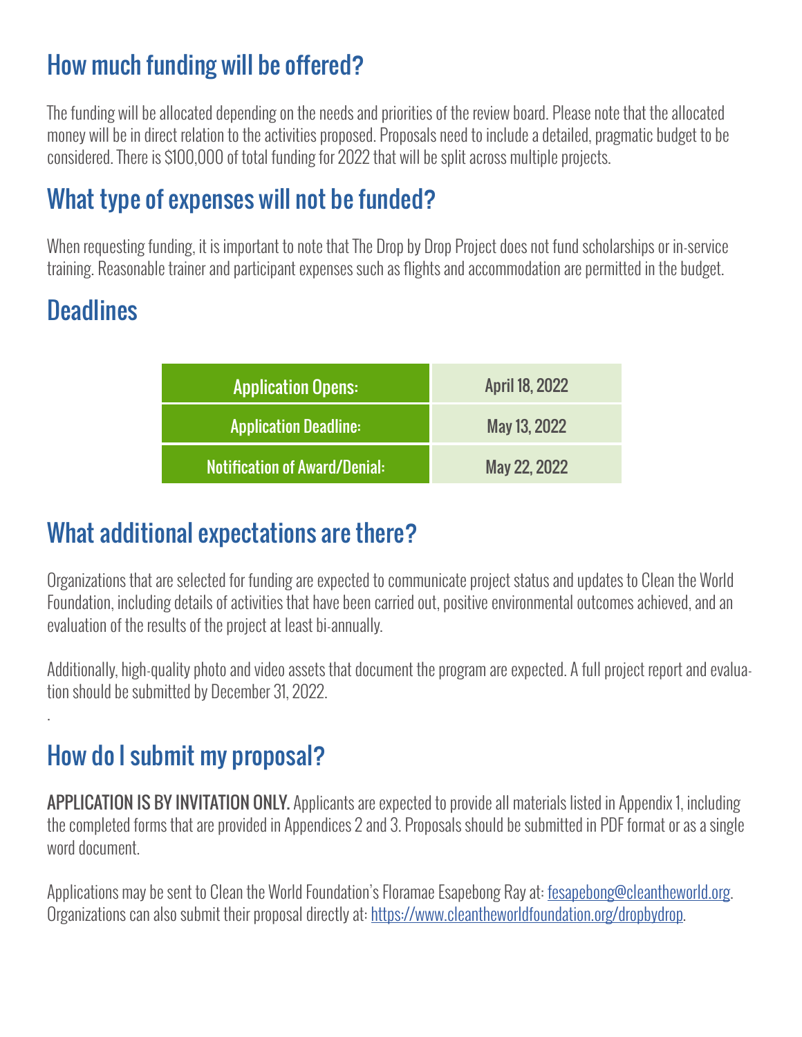## How much funding will be offered?

The funding will be allocated depending on the needs and priorities of the review board. Please note that the allocated money will be in direct relation to the activities proposed. Proposals need to include a detailed, pragmatic budget to be considered. There is $100,000 of total funding for 2022 that will be split across multiple projects.

## What type of expenses will not be funded?

When requesting funding, it is important to note that The Drop by Drop Project does not fund scholarships or in-service training. Reasonable trainer and participant expenses such as flights and accommodation are permitted in the budget.

## Deadlines

| | |
|---|---|
| **Application Opens:** | April 18, 2022 |
| **Application Deadline:** | May 13, 2022 |
| **Notification of Award/Denial:** | May 22, 2022 |

## What additional expectations are there?

Organizations that are selected for funding are expected to communicate project status and updates to Clean the World Foundation, including details of activities that have been carried out, positive environmental outcomes achieved, and an evaluation of the results of the project at least bi-annually.

Additionally, high-quality photo and video assets that document the program are expected. A full project report and evaluation should be submitted by December 31, 2022.

.

## How do I submit my proposal?

**APPLICATION IS BY INVITATION ONLY.** Applicants are expected to provide all materials listed in Appendix 1, including the completed forms that are provided in Appendices 2 and 3. Proposals should be submitted in PDF format or as a single word document.

Applications may be sent to Clean the World Foundation's Floramae Esapebong Ray at: fesapebong@cleantheworld.org. Organizations can also submit their proposal directly at: https://www.cleantheworldfoundation.org/dropbydrop.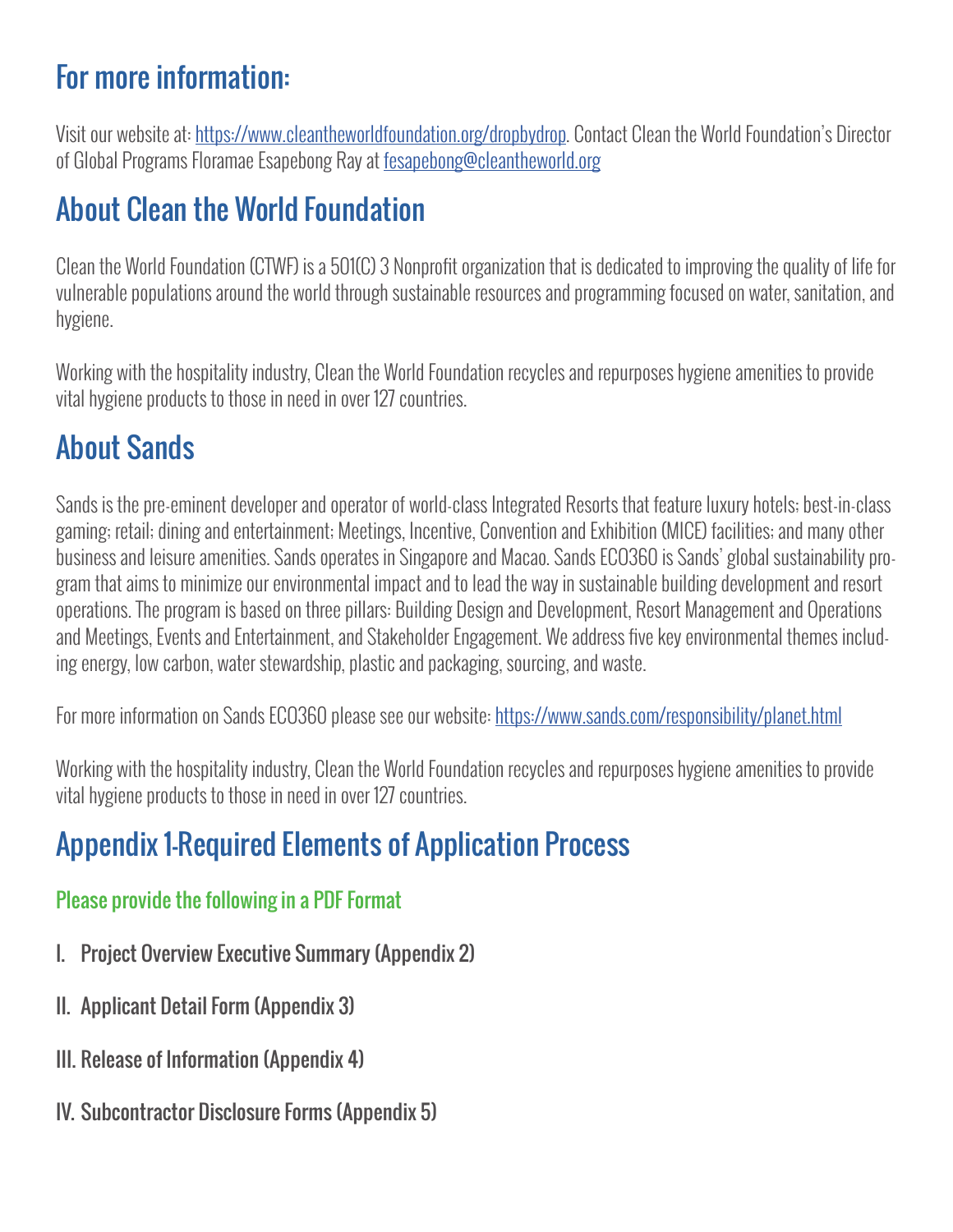## For more information:

Visit our website at: [https://www.cleantheworldfoundation.org/dropbydrop](https://www.cleantheworldfoundation.org/dropbydrop). Contact Clean the World Foundation's Director of Global Programs Floramae Esapebong Ray at [fesapebong@cleantheworld.org](mailto:fesapebong@cleantheworld.org)

## About Clean the World Foundation

Clean the World Foundation (CTWF) is a 501(C) 3 Nonprofit organization that is dedicated to improving the quality of life for vulnerable populations around the world through sustainable resources and programming focused on water, sanitation, and hygiene.

Working with the hospitality industry, Clean the World Foundation recycles and repurposes hygiene amenities to provide vital hygiene products to those in need in over 127 countries.

## About Sands

Sands is the pre-eminent developer and operator of world-class Integrated Resorts that feature luxury hotels; best-in-class gaming; retail; dining and entertainment; Meetings, Incentive, Convention and Exhibition (MICE) facilities; and many other business and leisure amenities. Sands operates in Singapore and Macao. Sands ECO360 is Sands' global sustainability program that aims to minimize our environmental impact and to lead the way in sustainable building development and resort operations. The program is based on three pillars: Building Design and Development, Resort Management and Operations and Meetings, Events and Entertainment, and Stakeholder Engagement. We address five key environmental themes including energy, low carbon, water stewardship, plastic and packaging, sourcing, and waste.

For more information on Sands ECO360 please see our website: [https://www.sands.com/responsibility/planet.html](https://www.sands.com/responsibility/planet.html)

Working with the hospitality industry, Clean the World Foundation recycles and repurposes hygiene amenities to provide vital hygiene products to those in need in over 127 countries.

## Appendix 1-Required Elements of Application Process

### Please provide the following in a PDF Format

I. **Project Overview Executive Summary (Appendix 2)**

II. **Applicant Detail Form (Appendix 3)**

III. **Release of Information (Appendix 4)**

IV. **Subcontractor Disclosure Forms (Appendix 5)**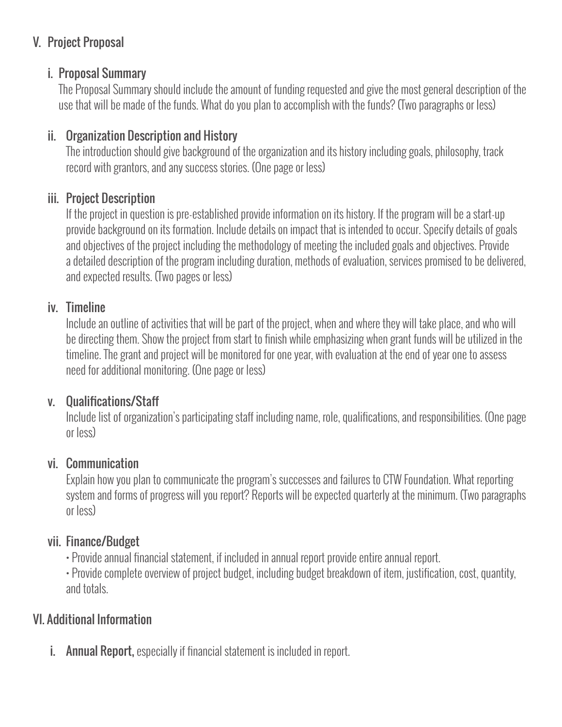## V. Project Proposal

### i. Proposal Summary

The Proposal Summary should include the amount of funding requested and give the most general description of the use that will be made of the funds. What do you plan to accomplish with the funds? (Two paragraphs or less)

### ii. Organization Description and History

The introduction should give background of the organization and its history including goals, philosophy, track record with grantors, and any success stories. (One page or less)

### iii. Project Description

If the project in question is pre-established provide information on its history. If the program will be a start-up provide background on its formation. Include details on impact that is intended to occur. Specify details of goals and objectives of the project including the methodology of meeting the included goals and objectives. Provide a detailed description of the program including duration, methods of evaluation, services promised to be delivered, and expected results. (Two pages or less)

### iv. Timeline

Include an outline of activities that will be part of the project, when and where they will take place, and who will be directing them. Show the project from start to finish while emphasizing when grant funds will be utilized in the timeline. The grant and project will be monitored for one year, with evaluation at the end of year one to assess need for additional monitoring. (One page or less)

### v. Qualifications/Staff

Include list of organization's participating staff including name, role, qualifications, and responsibilities. (One page or less)

### vi. Communication

Explain how you plan to communicate the program's successes and failures to CTW Foundation. What reporting system and forms of progress will you report? Reports will be expected quarterly at the minimum. (Two paragraphs or less)

### vii. Finance/Budget

- Provide annual financial statement, if included in annual report provide entire annual report.
- Provide complete overview of project budget, including budget breakdown of item, justification, cost, quantity, and totals.

## VI. Additional Information

i. **Annual Report,** especially if financial statement is included in report.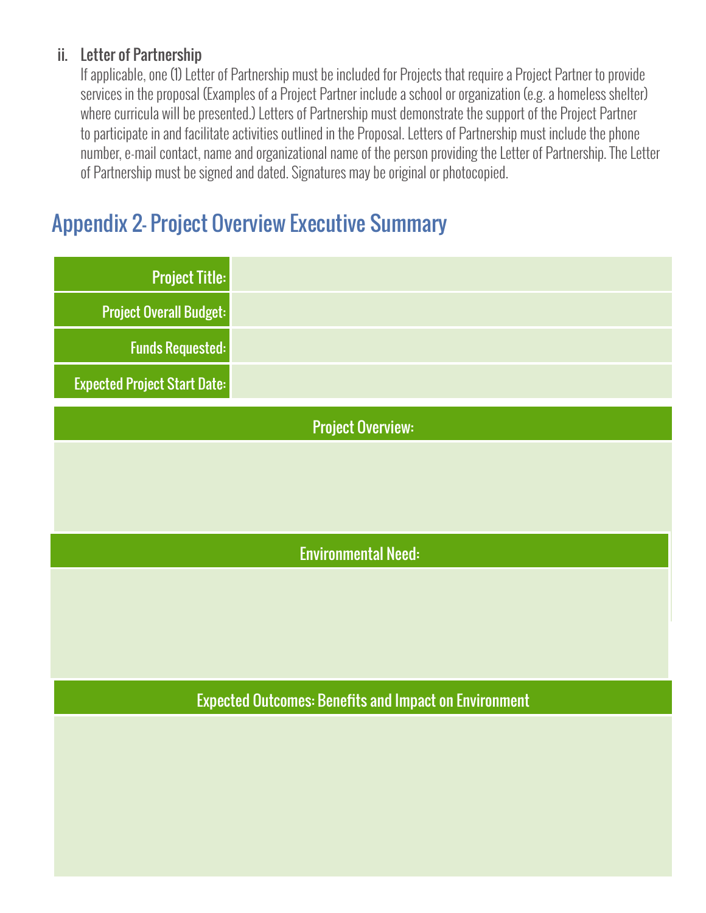### ii. Letter of Partnership

If applicable, one (1) Letter of Partnership must be included for Projects that require a Project Partner to provide services in the proposal (Examples of a Project Partner include a school or organization (e.g. a homeless shelter) where curricula will be presented.) Letters of Partnership must demonstrate the support of the Project Partner to participate in and facilitate activities outlined in the Proposal. Letters of Partnership must include the phone number, e-mail contact, name and organizational name of the person providing the Letter of Partnership. The Letter of Partnership must be signed and dated. Signatures may be original or photocopied.

## Appendix 2- Project Overview Executive Summary

| | |
|---|---|
| **Project Title:** | |
| **Project Overall Budget:** | |
| **Funds Requested:** | |
| **Expected Project Start Date:** | |

| **Project Overview:** |
|---|
| |

| **Environmental Need:** |
|---|
| |

| **Expected Outcomes: Benefits and Impact on Environment** |
|---|
| |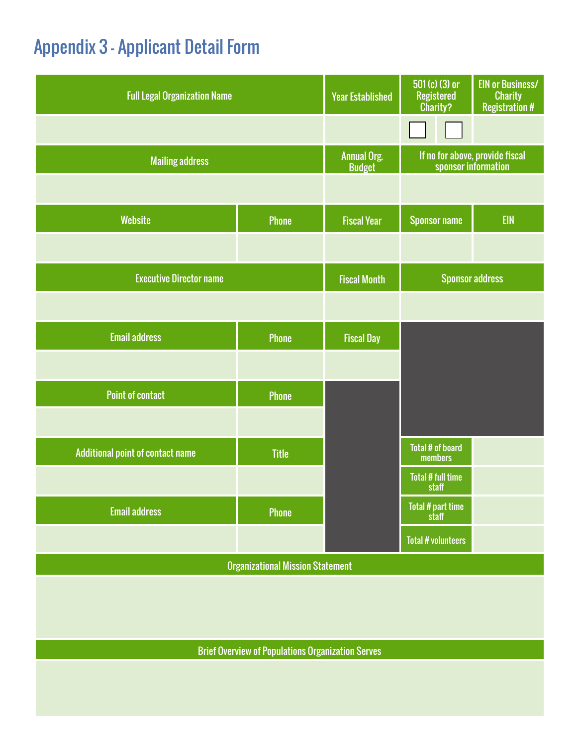# Appendix 3 - Applicant Detail Form

| Full Legal Organization Name | | Year Established | 501 (c) (3) or Registered Charity? | | EIN or Business/ Charity Registration # |
|---|---|---|---|---|---|
| | | | ☐ | ☐ | |
| Mailing address | | Annual Org. Budget | If no for above, provide fiscal sponsor information | | |
| | | | | | |
| Website | Phone | Fiscal Year | Sponsor name | | EIN |
| | | | | | |
| Executive Director name | | Fiscal Month | Sponsor address | | |
| | | | | | |
| Email address | Phone | Fiscal Day | | | |
| | | | | | |
| Point of contact | Phone | | | | |
| | | | | | |
| Additional point of contact name | Title | | Total # of board members | | |
| | | | Total # full time staff | | |
| Email address | Phone | | Total # part time staff | | |
| | | | Total # volunteers | | |

| Organizational Mission Statement |
|---|
| |

| Brief Overview of Populations Organization Serves |
|---|
| |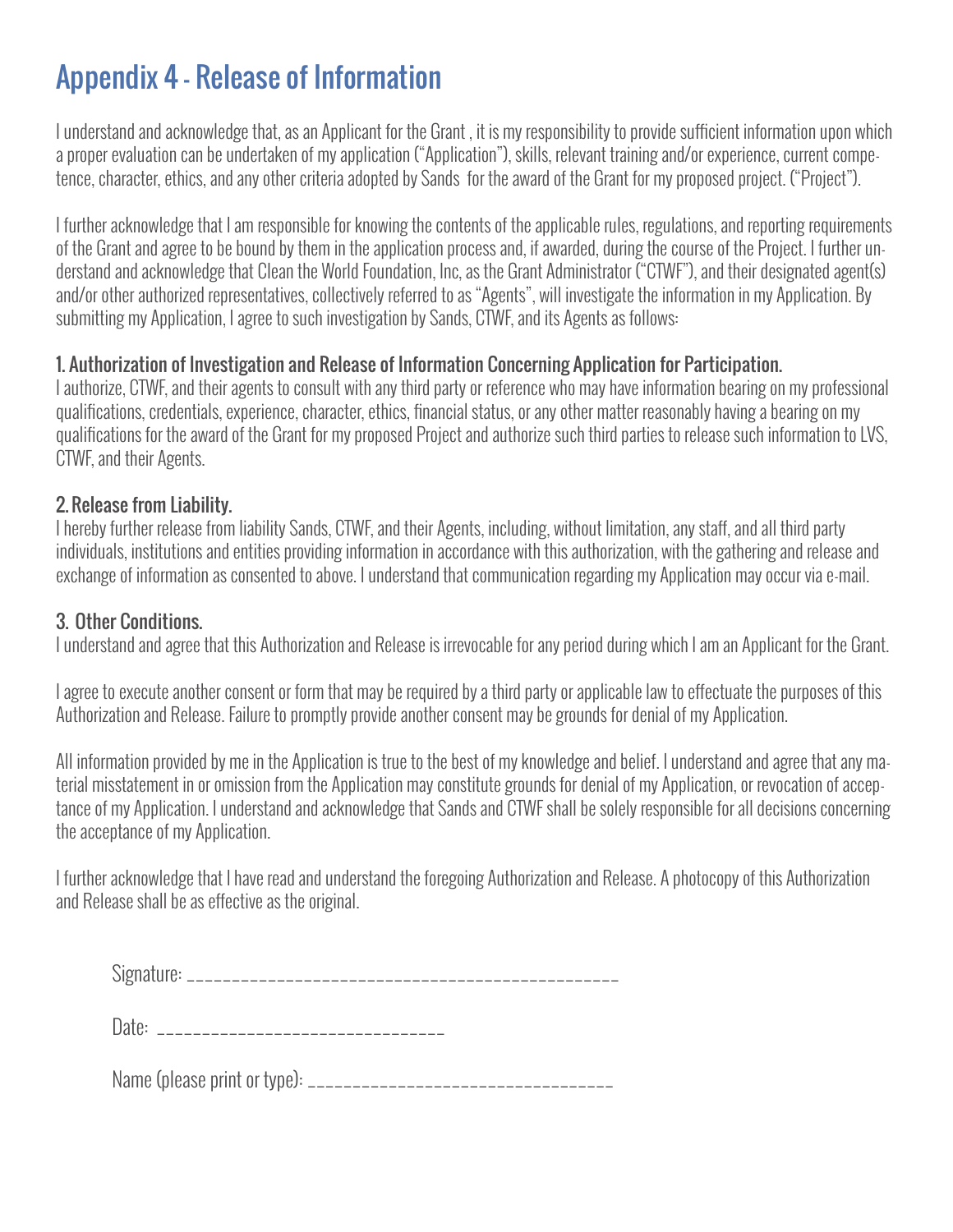# Appendix 4 - Release of Information

I understand and acknowledge that, as an Applicant for the Grant , it is my responsibility to provide sufficient information upon which a proper evaluation can be undertaken of my application ("Application"), skills, relevant training and/or experience, current competence, character, ethics, and any other criteria adopted by Sands for the award of the Grant for my proposed project. ("Project").

I further acknowledge that I am responsible for knowing the contents of the applicable rules, regulations, and reporting requirements of the Grant and agree to be bound by them in the application process and, if awarded, during the course of the Project. I further understand and acknowledge that Clean the World Foundation, Inc, as the Grant Administrator ("CTWF"), and their designated agent(s) and/or other authorized representatives, collectively referred to as "Agents", will investigate the information in my Application. By submitting my Application, I agree to such investigation by Sands, CTWF, and its Agents as follows:

### 1. Authorization of Investigation and Release of Information Concerning Application for Participation.

I authorize, CTWF, and their agents to consult with any third party or reference who may have information bearing on my professional qualifications, credentials, experience, character, ethics, financial status, or any other matter reasonably having a bearing on my qualifications for the award of the Grant for my proposed Project and authorize such third parties to release such information to LVS, CTWF, and their Agents.

### 2. Release from Liability.

I hereby further release from liability Sands, CTWF, and their Agents, including, without limitation, any staff, and all third party individuals, institutions and entities providing information in accordance with this authorization, with the gathering and release and exchange of information as consented to above. I understand that communication regarding my Application may occur via e-mail.

### 3. Other Conditions.

I understand and agree that this Authorization and Release is irrevocable for any period during which I am an Applicant for the Grant.

I agree to execute another consent or form that may be required by a third party or applicable law to effectuate the purposes of this Authorization and Release. Failure to promptly provide another consent may be grounds for denial of my Application.

All information provided by me in the Application is true to the best of my knowledge and belief. I understand and agree that any material misstatement in or omission from the Application may constitute grounds for denial of my Application, or revocation of acceptance of my Application. I understand and acknowledge that Sands and CTWF shall be solely responsible for all decisions concerning the acceptance of my Application.

I further acknowledge that I have read and understand the foregoing Authorization and Release. A photocopy of this Authorization and Release shall be as effective as the original.

Signature: _______________________________________________

Date: ________________________________

Name (please print or type): _________________________________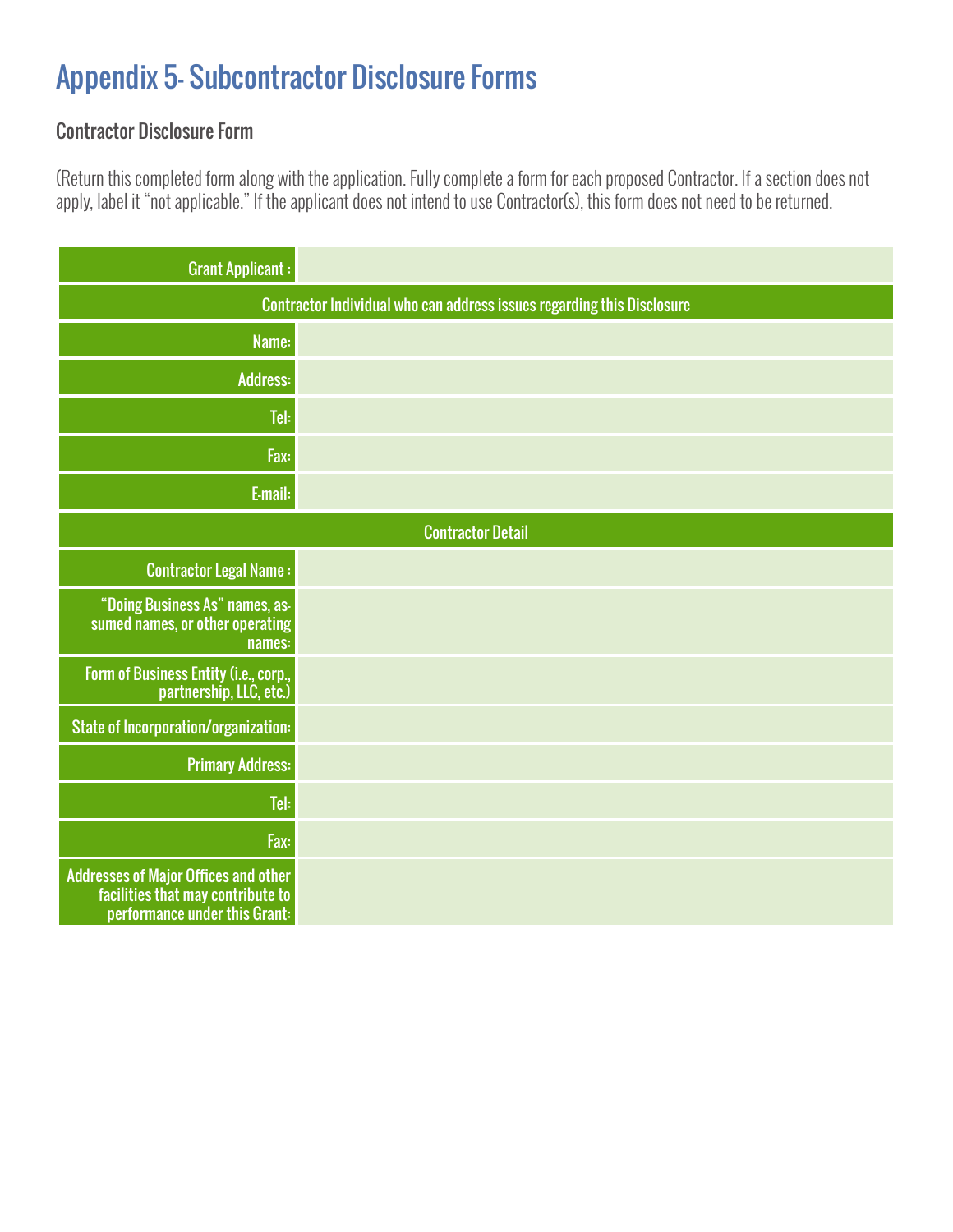# Appendix 5- Subcontractor Disclosure Forms

## Contractor Disclosure Form

(Return this completed form along with the application. Fully complete a form for each proposed Contractor. If a section does not apply, label it "not applicable." If the applicant does not intend to use Contractor(s), this form does not need to be returned.

| Grant Applicant : | |
|---|---|
| **Contractor Individual who can address issues regarding this Disclosure** | |
| Name: | |
| Address: | |
| Tel: | |
| Fax: | |
| E-mail: | |
| **Contractor Detail** | |
| Contractor Legal Name : | |
| "Doing Business As" names, assumed names, or other operating names: | |
| Form of Business Entity (i.e., corp., partnership, LLC, etc.) | |
| State of Incorporation/organization: | |
| Primary Address: | |
| Tel: | |
| Fax: | |
| Addresses of Major Offices and other facilities that may contribute to performance under this Grant: | |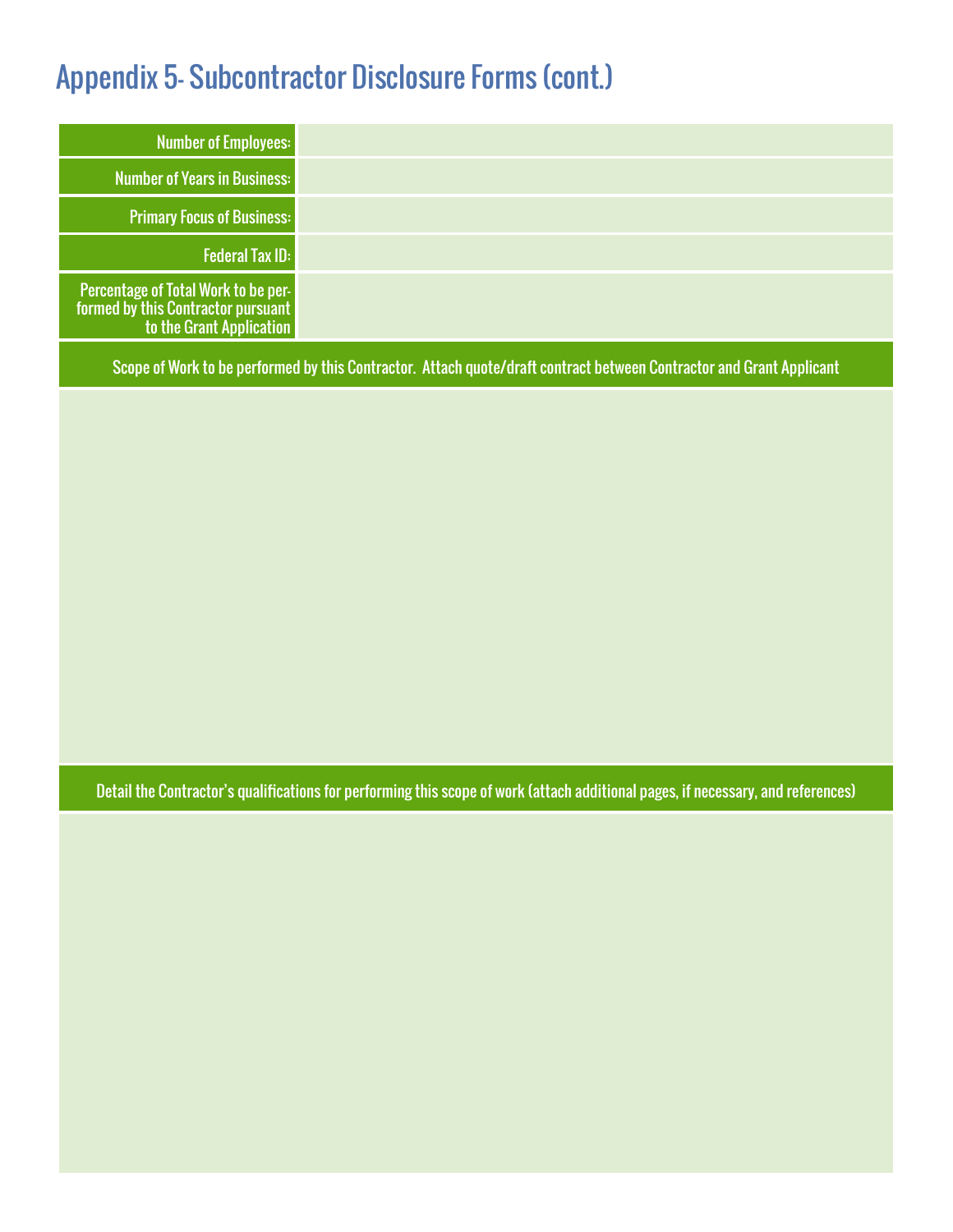# Appendix 5- Subcontractor Disclosure Forms (cont.)

| | |
|---|---|
| Number of Employees: | |
| Number of Years in Business: | |
| Primary Focus of Business: | |
| Federal Tax ID: | |
| Percentage of Total Work to be performed by this Contractor pursuant to the Grant Application | |

| Scope of Work to be performed by this Contractor. Attach quote/draft contract between Contractor and Grant Applicant |
|---|
| |

| Detail the Contractor's qualifications for performing this scope of work (attach additional pages, if necessary, and references) |
|---|
| |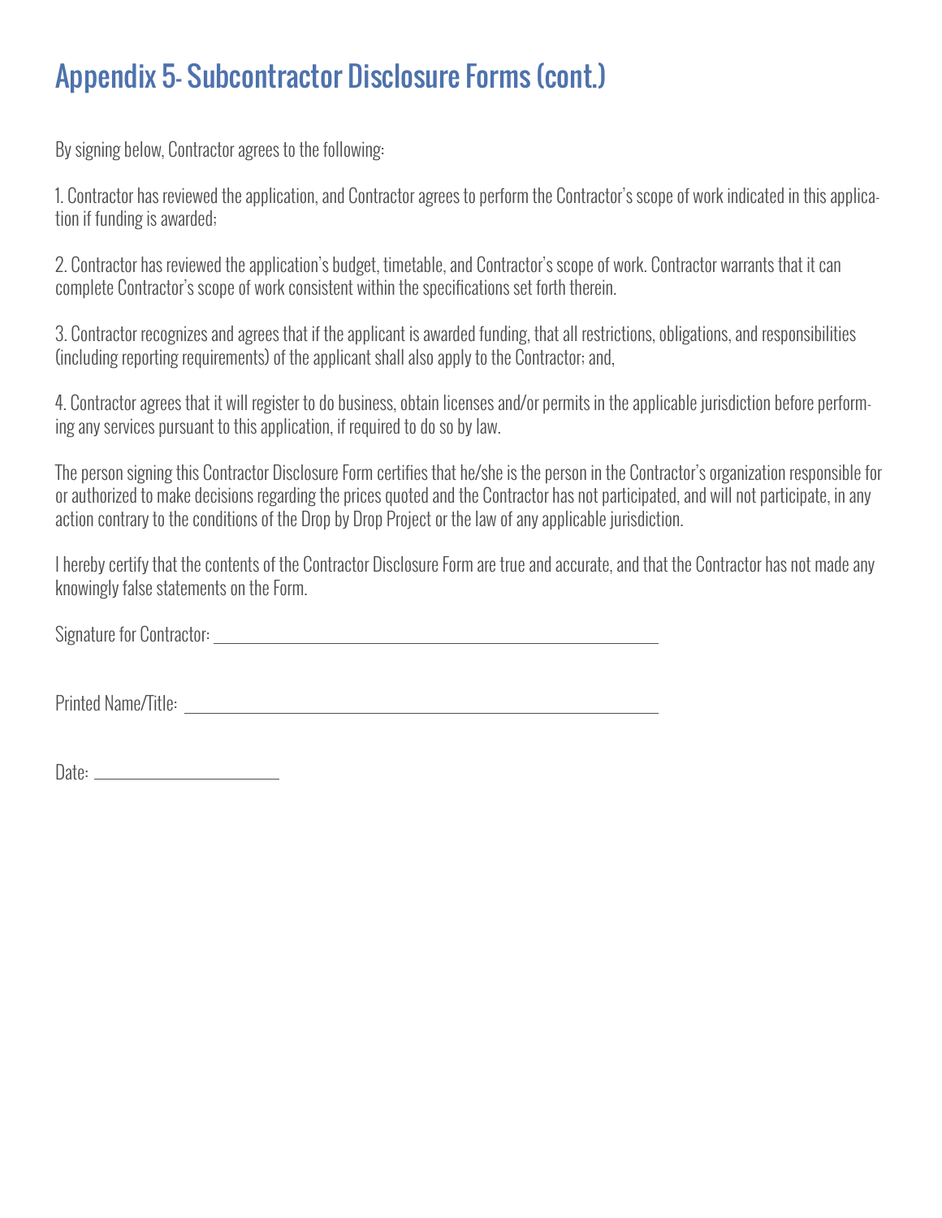# Appendix 5- Subcontractor Disclosure Forms (cont.)

By signing below, Contractor agrees to the following:

1. Contractor has reviewed the application, and Contractor agrees to perform the Contractor's scope of work indicated in this application if funding is awarded;

2. Contractor has reviewed the application's budget, timetable, and Contractor's scope of work. Contractor warrants that it can complete Contractor's scope of work consistent within the specifications set forth therein.

3. Contractor recognizes and agrees that if the applicant is awarded funding, that all restrictions, obligations, and responsibilities (including reporting requirements) of the applicant shall also apply to the Contractor; and,

4. Contractor agrees that it will register to do business, obtain licenses and/or permits in the applicable jurisdiction before performing any services pursuant to this application, if required to do so by law.

The person signing this Contractor Disclosure Form certifies that he/she is the person in the Contractor's organization responsible for or authorized to make decisions regarding the prices quoted and the Contractor has not participated, and will not participate, in any action contrary to the conditions of the Drop by Drop Project or the law of any applicable jurisdiction.

I hereby certify that the contents of the Contractor Disclosure Form are true and accurate, and that the Contractor has not made any knowingly false statements on the Form.

Signature for Contractor: ______________________________

Printed Name/Title: ______________________________

Date: ______________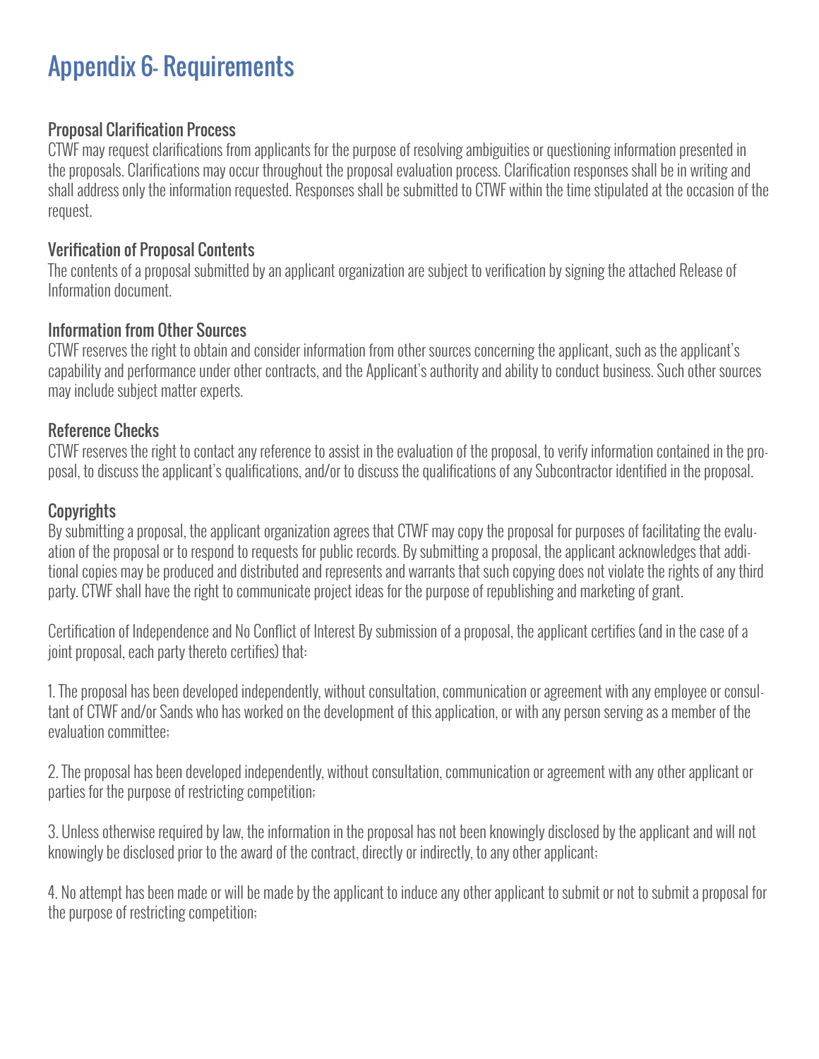# Appendix 6- Requirements

### Proposal Clarification Process

CTWF may request clarifications from applicants for the purpose of resolving ambiguities or questioning information presented in the proposals. Clarifications may occur throughout the proposal evaluation process. Clarification responses shall be in writing and shall address only the information requested. Responses shall be submitted to CTWF within the time stipulated at the occasion of the request.

### Verification of Proposal Contents

The contents of a proposal submitted by an applicant organization are subject to verification by signing the attached Release of Information document.

### Information from Other Sources

CTWF reserves the right to obtain and consider information from other sources concerning the applicant, such as the applicant's capability and performance under other contracts, and the Applicant's authority and ability to conduct business. Such other sources may include subject matter experts.

### Reference Checks

CTWF reserves the right to contact any reference to assist in the evaluation of the proposal, to verify information contained in the proposal, to discuss the applicant's qualifications, and/or to discuss the qualifications of any Subcontractor identified in the proposal.

### Copyrights

By submitting a proposal, the applicant organization agrees that CTWF may copy the proposal for purposes of facilitating the evaluation of the proposal or to respond to requests for public records. By submitting a proposal, the applicant acknowledges that additional copies may be produced and distributed and represents and warrants that such copying does not violate the rights of any third party. CTWF shall have the right to communicate project ideas for the purpose of republishing and marketing of grant.

Certification of Independence and No Conflict of Interest By submission of a proposal, the applicant certifies (and in the case of a joint proposal, each party thereto certifies) that:

1. The proposal has been developed independently, without consultation, communication or agreement with any employee or consultant of CTWF and/or Sands who has worked on the development of this application, or with any person serving as a member of the evaluation committee;

2. The proposal has been developed independently, without consultation, communication or agreement with any other applicant or parties for the purpose of restricting competition;

3. Unless otherwise required by law, the information in the proposal has not been knowingly disclosed by the applicant and will not knowingly be disclosed prior to the award of the contract, directly or indirectly, to any other applicant;

4. No attempt has been made or will be made by the applicant to induce any other applicant to submit or not to submit a proposal for the purpose of restricting competition;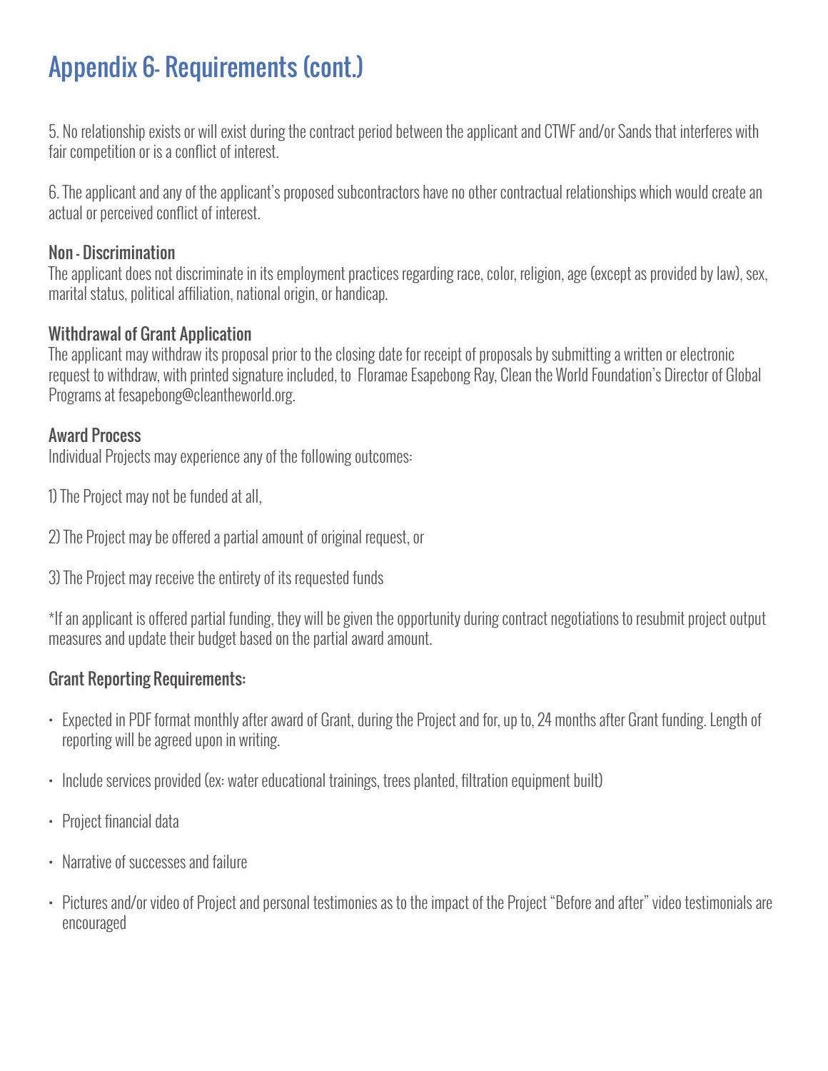# Appendix 6- Requirements (cont.)

5. No relationship exists or will exist during the contract period between the applicant and CTWF and/or Sands that interferes with fair competition or is a conflict of interest.

6. The applicant and any of the applicant's proposed subcontractors have no other contractual relationships which would create an actual or perceived conflict of interest.

### Non - Discrimination

The applicant does not discriminate in its employment practices regarding race, color, religion, age (except as provided by law), sex, marital status, political affiliation, national origin, or handicap.

### Withdrawal of Grant Application

The applicant may withdraw its proposal prior to the closing date for receipt of proposals by submitting a written or electronic request to withdraw, with printed signature included, to Floramae Esapebong Ray, Clean the World Foundation's Director of Global Programs at fesapebong@cleantheworld.org.

### Award Process

Individual Projects may experience any of the following outcomes:

1) The Project may not be funded at all,

2) The Project may be offered a partial amount of original request, or

3) The Project may receive the entirety of its requested funds

*If an applicant is offered partial funding, they will be given the opportunity during contract negotiations to resubmit project output measures and update their budget based on the partial award amount.

### Grant Reporting Requirements:

- Expected in PDF format monthly after award of Grant, during the Project and for, up to, 24 months after Grant funding. Length of reporting will be agreed upon in writing.
- Include services provided (ex: water educational trainings, trees planted, filtration equipment built)
- Project financial data
- Narrative of successes and failure
- Pictures and/or video of Project and personal testimonies as to the impact of the Project "Before and after" video testimonials are encouraged